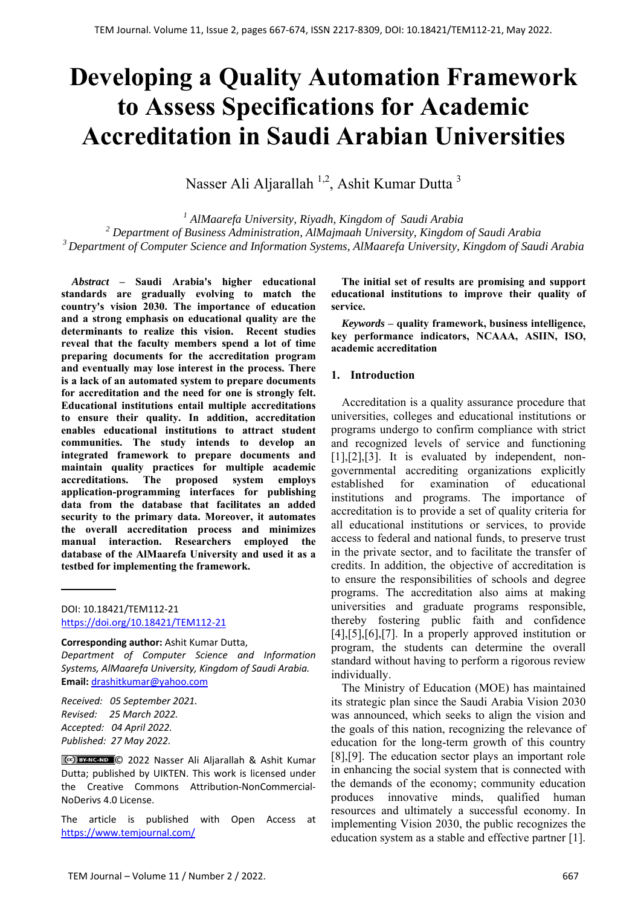# Developing a Quality Automation Framework to Assess Specifications for Academic Accreditation in Saudi Arabian Universities

Nasser Ali Aljarallah [1,2], Ashit Kumar Dutta [3]

[1] *AlMaarefa University, Riyadh, Kingdom of Saudi Arabia*
[2] *Department of Business Administration, AlMajmaah University, Kingdom of Saudi Arabia*
[3] *Department of Computer Science and Information Systems, AlMaarefa University, Kingdom of Saudi Arabia*

***Abstract* – Saudi Arabia's higher educational standards are gradually evolving to match the country's vision 2030. The importance of education and a strong emphasis on educational quality are the determinants to realize this vision. Recent studies reveal that the faculty members spend a lot of time preparing documents for the accreditation program and eventually may lose interest in the process. There is a lack of an automated system to prepare documents for accreditation and the need for one is strongly felt. Educational institutions entail multiple accreditations to ensure their quality. In addition, accreditation enables educational institutions to attract student communities. The study intends to develop an integrated framework to prepare documents and maintain quality practices for multiple academic accreditations. The proposed system employs application-programming interfaces for publishing data from the database that facilitates an added security to the primary data. Moreover, it automates the overall accreditation process and minimizes manual interaction. Researchers employed the database of the AlMaarefa University and used it as a testbed for implementing the framework. The initial set of results are promising and support educational institutions to improve their quality of service.**

***Keywords* – quality framework, business intelligence, key performance indicators, NCAAA, ASIIN, ISO, academic accreditation**

DOI: 10.18421/TEM112-21
https://doi.org/10.18421/TEM112-21

**Corresponding author:** Ashit Kumar Dutta,
*Department of Computer Science and Information Systems, AlMaarefa University, Kingdom of Saudi Arabia.*
**Email:** drashitkumar@yahoo.com

*Received: 05 September 2021.*
*Revised: 25 March 2022.*
*Accepted: 04 April 2022.*
*Published: 27 May 2022.*

© 2022 Nasser Ali Aljarallah & Ashit Kumar Dutta; published by UIKTEN. This work is licensed under the Creative Commons Attribution-NonCommercial-NoDerivs 4.0 License.

The article is published with Open Access at https://www.temjournal.com/

## 1. Introduction

Accreditation is a quality assurance procedure that universities, colleges and educational institutions or programs undergo to confirm compliance with strict and recognized levels of service and functioning [1],[2],[3]. It is evaluated by independent, non-governmental accrediting organizations explicitly established for examination of educational institutions and programs. The importance of accreditation is to provide a set of quality criteria for all educational institutions or services, to provide access to federal and national funds, to preserve trust in the private sector, and to facilitate the transfer of credits. In addition, the objective of accreditation is to ensure the responsibilities of schools and degree programs. The accreditation also aims at making universities and graduate programs responsible, thereby fostering public faith and confidence [4],[5],[6],[7]. In a properly approved institution or program, the students can determine the overall standard without having to perform a rigorous review individually.

The Ministry of Education (MOE) has maintained its strategic plan since the Saudi Arabia Vision 2030 was announced, which seeks to align the vision and the goals of this nation, recognizing the relevance of education for the long-term growth of this country [8],[9]. The education sector plays an important role in enhancing the social system that is connected with the demands of the economy; community education produces innovative minds, qualified human resources and ultimately a successful economy. In implementing Vision 2030, the public recognizes the education system as a stable and effective partner [1].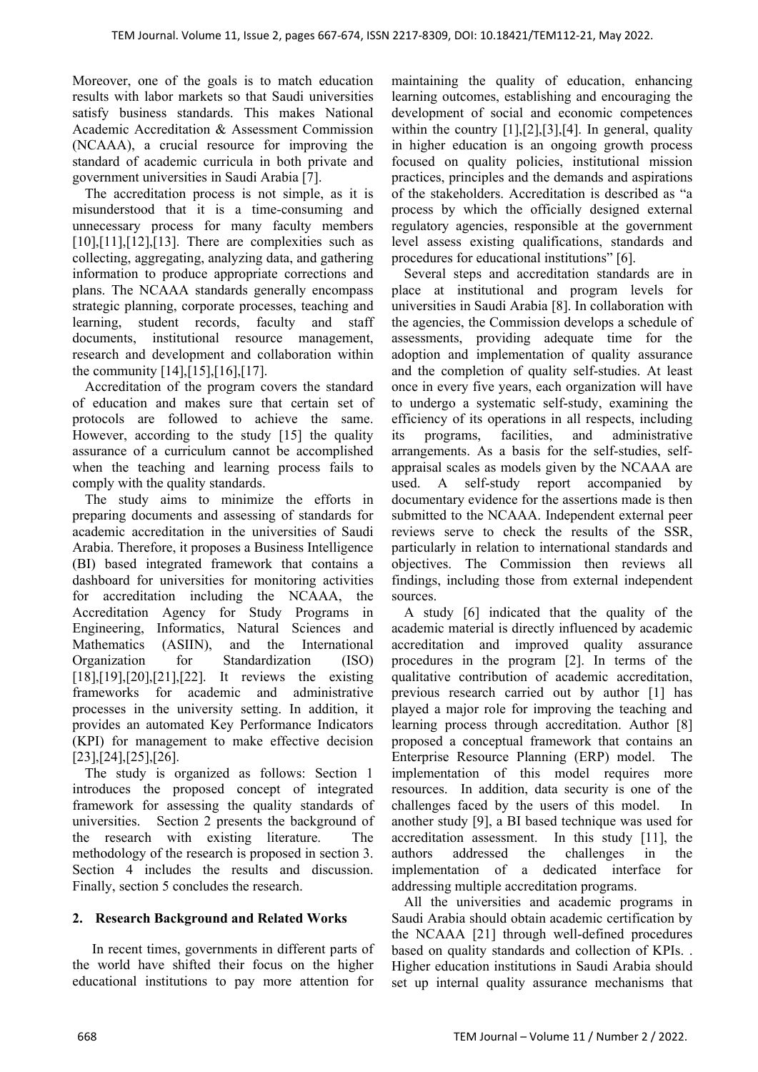Moreover, one of the goals is to match education results with labor markets so that Saudi universities satisfy business standards. This makes National Academic Accreditation & Assessment Commission (NCAAA), a crucial resource for improving the standard of academic curricula in both private and government universities in Saudi Arabia [7].

The accreditation process is not simple, as it is misunderstood that it is a time-consuming and unnecessary process for many faculty members [10],[11],[12],[13]. There are complexities such as collecting, aggregating, analyzing data, and gathering information to produce appropriate corrections and plans. The NCAAA standards generally encompass strategic planning, corporate processes, teaching and learning, student records, faculty and staff documents, institutional resource management, research and development and collaboration within the community [14],[15],[16],[17].

Accreditation of the program covers the standard of education and makes sure that certain set of protocols are followed to achieve the same. However, according to the study [15] the quality assurance of a curriculum cannot be accomplished when the teaching and learning process fails to comply with the quality standards.

The study aims to minimize the efforts in preparing documents and assessing of standards for academic accreditation in the universities of Saudi Arabia. Therefore, it proposes a Business Intelligence (BI) based integrated framework that contains a dashboard for universities for monitoring activities for accreditation including the NCAAA, the Accreditation Agency for Study Programs in Engineering, Informatics, Natural Sciences and Mathematics (ASIIN), and the International Organization for Standardization (ISO) [18],[19],[20],[21],[22]. It reviews the existing frameworks for academic and administrative processes in the university setting. In addition, it provides an automated Key Performance Indicators (KPI) for management to make effective decision [23],[24],[25],[26].

The study is organized as follows: Section 1 introduces the proposed concept of integrated framework for assessing the quality standards of universities. Section 2 presents the background of the research with existing literature. The methodology of the research is proposed in section 3. Section 4 includes the results and discussion. Finally, section 5 concludes the research.

## 2. Research Background and Related Works

In recent times, governments in different parts of the world have shifted their focus on the higher educational institutions to pay more attention for maintaining the quality of education, enhancing learning outcomes, establishing and encouraging the development of social and economic competences within the country [1],[2],[3],[4]. In general, quality in higher education is an ongoing growth process focused on quality policies, institutional mission practices, principles and the demands and aspirations of the stakeholders. Accreditation is described as "a process by which the officially designed external regulatory agencies, responsible at the government level assess existing qualifications, standards and procedures for educational institutions" [6].

Several steps and accreditation standards are in place at institutional and program levels for universities in Saudi Arabia [8]. In collaboration with the agencies, the Commission develops a schedule of assessments, providing adequate time for the adoption and implementation of quality assurance and the completion of quality self-studies. At least once in every five years, each organization will have to undergo a systematic self-study, examining the efficiency of its operations in all respects, including its programs, facilities, and administrative arrangements. As a basis for the self-studies, self-appraisal scales as models given by the NCAAA are used. A self-study report accompanied by documentary evidence for the assertions made is then submitted to the NCAAA. Independent external peer reviews serve to check the results of the SSR, particularly in relation to international standards and objectives. The Commission then reviews all findings, including those from external independent sources.

A study [6] indicated that the quality of the academic material is directly influenced by academic accreditation and improved quality assurance procedures in the program [2]. In terms of the qualitative contribution of academic accreditation, previous research carried out by author [1] has played a major role for improving the teaching and learning process through accreditation. Author [8] proposed a conceptual framework that contains an Enterprise Resource Planning (ERP) model. The implementation of this model requires more resources. In addition, data security is one of the challenges faced by the users of this model. In another study [9], a BI based technique was used for accreditation assessment. In this study [11], the authors addressed the challenges in the implementation of a dedicated interface for addressing multiple accreditation programs.

All the universities and academic programs in Saudi Arabia should obtain academic certification by the NCAAA [21] through well-defined procedures based on quality standards and collection of KPIs. . Higher education institutions in Saudi Arabia should set up internal quality assurance mechanisms that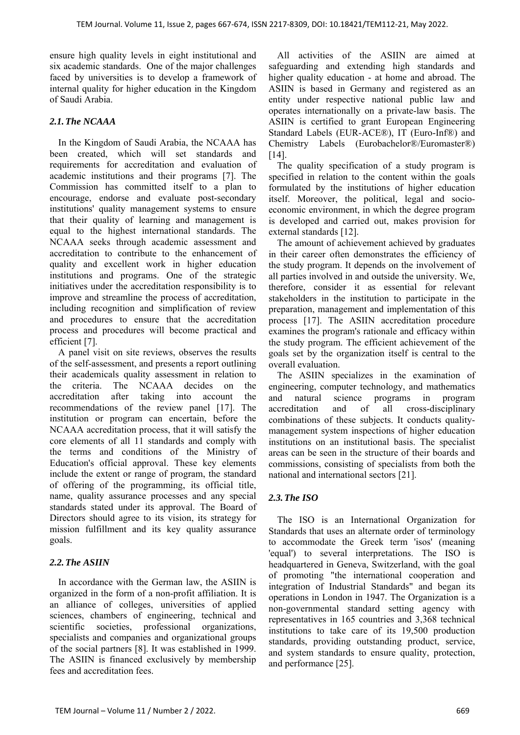ensure high quality levels in eight institutional and six academic standards. One of the major challenges faced by universities is to develop a framework of internal quality for higher education in the Kingdom of Saudi Arabia.

### *2.1. The NCAAA*

In the Kingdom of Saudi Arabia, the NCAAA has been created, which will set standards and requirements for accreditation and evaluation of academic institutions and their programs [7]. The Commission has committed itself to a plan to encourage, endorse and evaluate post-secondary institutions' quality management systems to ensure that their quality of learning and management is equal to the highest international standards. The NCAAA seeks through academic assessment and accreditation to contribute to the enhancement of quality and excellent work in higher education institutions and programs. One of the strategic initiatives under the accreditation responsibility is to improve and streamline the process of accreditation, including recognition and simplification of review and procedures to ensure that the accreditation process and procedures will become practical and efficient [7].

A panel visit on site reviews, observes the results of the self-assessment, and presents a report outlining their academicals quality assessment in relation to the criteria. The NCAAA decides on the accreditation after taking into account the recommendations of the review panel [17]. The institution or program can encertain, before the NCAAA accreditation process, that it will satisfy the core elements of all 11 standards and comply with the terms and conditions of the Ministry of Education's official approval. These key elements include the extent or range of program, the standard of offering of the programming, its official title, name, quality assurance processes and any special standards stated under its approval. The Board of Directors should agree to its vision, its strategy for mission fulfillment and its key quality assurance goals.

### *2.2. The ASIIN*

In accordance with the German law, the ASIIN is organized in the form of a non-profit affiliation. It is an alliance of colleges, universities of applied sciences, chambers of engineering, technical and scientific societies, professional organizations, specialists and companies and organizational groups of the social partners [8]. It was established in 1999. The ASIIN is financed exclusively by membership fees and accreditation fees.

All activities of the ASIIN are aimed at safeguarding and extending high standards and higher quality education - at home and abroad. The ASIIN is based in Germany and registered as an entity under respective national public law and operates internationally on a private-law basis. The ASIIN is certified to grant European Engineering Standard Labels (EUR-ACE®), IT (Euro-Inf®) and Chemistry Labels (Eurobachelor®/Euromaster®) [14].

The quality specification of a study program is specified in relation to the content within the goals formulated by the institutions of higher education itself. Moreover, the political, legal and socio-economic environment, in which the degree program is developed and carried out, makes provision for external standards [12].

The amount of achievement achieved by graduates in their career often demonstrates the efficiency of the study program. It depends on the involvement of all parties involved in and outside the university. We, therefore, consider it as essential for relevant stakeholders in the institution to participate in the preparation, management and implementation of this process [17]. The ASIIN accreditation procedure examines the program's rationale and efficacy within the study program. The efficient achievement of the goals set by the organization itself is central to the overall evaluation.

The ASIIN specializes in the examination of engineering, computer technology, and mathematics and natural science programs in program accreditation and of all cross-disciplinary combinations of these subjects. It conducts quality-management system inspections of higher education institutions on an institutional basis. The specialist areas can be seen in the structure of their boards and commissions, consisting of specialists from both the national and international sectors [21].

### *2.3. The ISO*

The ISO is an International Organization for Standards that uses an alternate order of terminology to accommodate the Greek term 'isos' (meaning 'equal') to several interpretations. The ISO is headquartered in Geneva, Switzerland, with the goal of promoting "the international cooperation and integration of Industrial Standards" and began its operations in London in 1947. The Organization is a non-governmental standard setting agency with representatives in 165 countries and 3,368 technical institutions to take care of its 19,500 production standards, providing outstanding product, service, and system standards to ensure quality, protection, and performance [25].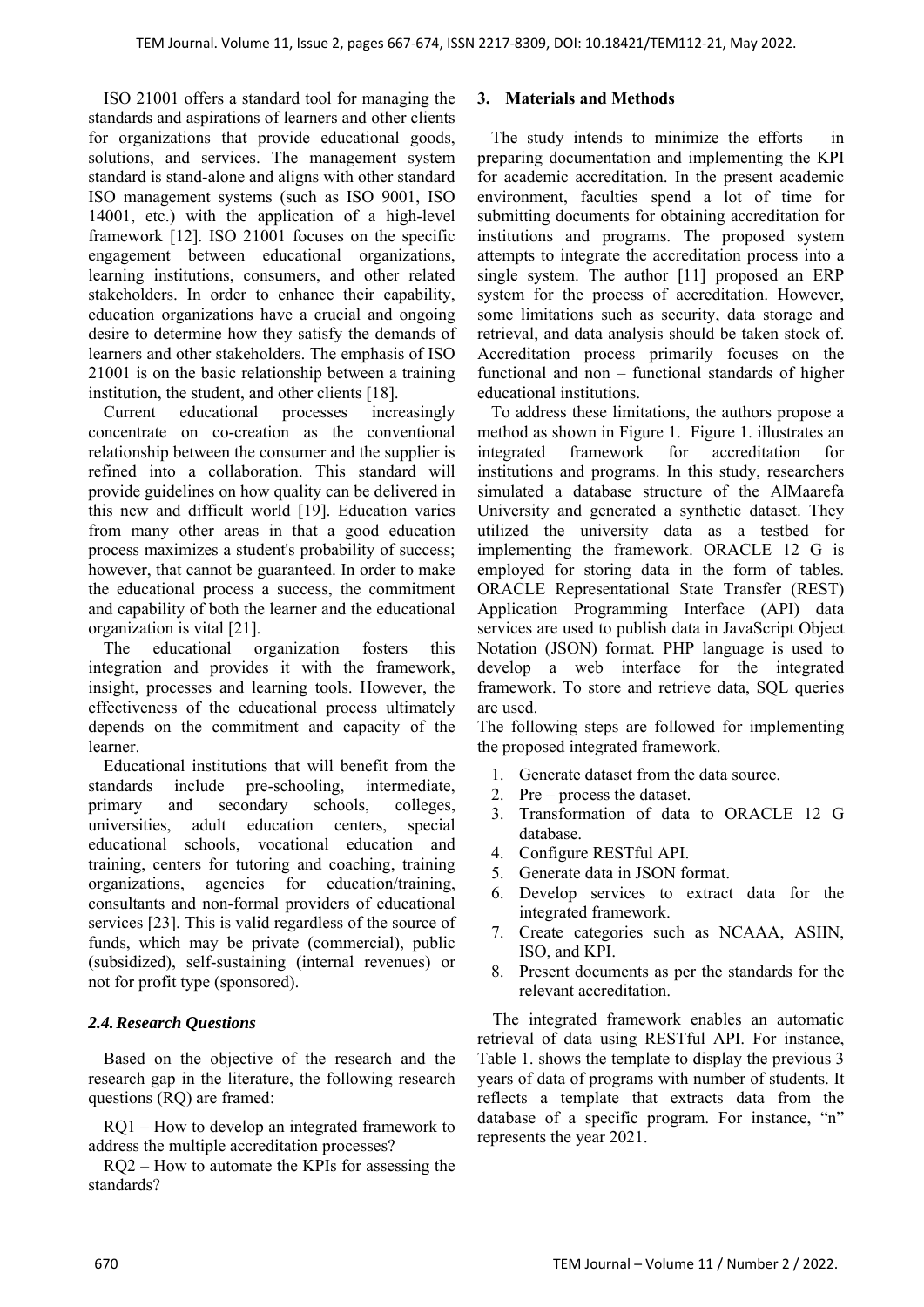ISO 21001 offers a standard tool for managing the standards and aspirations of learners and other clients for organizations that provide educational goods, solutions, and services. The management system standard is stand-alone and aligns with other standard ISO management systems (such as ISO 9001, ISO 14001, etc.) with the application of a high-level framework [12]. ISO 21001 focuses on the specific engagement between educational organizations, learning institutions, consumers, and other related stakeholders. In order to enhance their capability, education organizations have a crucial and ongoing desire to determine how they satisfy the demands of learners and other stakeholders. The emphasis of ISO 21001 is on the basic relationship between a training institution, the student, and other clients [18].

Current educational processes increasingly concentrate on co-creation as the conventional relationship between the consumer and the supplier is refined into a collaboration. This standard will provide guidelines on how quality can be delivered in this new and difficult world [19]. Education varies from many other areas in that a good education process maximizes a student's probability of success; however, that cannot be guaranteed. In order to make the educational process a success, the commitment and capability of both the learner and the educational organization is vital [21].

The educational organization fosters this integration and provides it with the framework, insight, processes and learning tools. However, the effectiveness of the educational process ultimately depends on the commitment and capacity of the learner.

Educational institutions that will benefit from the standards include pre-schooling, intermediate, primary and secondary schools, colleges, universities, adult education centers, special educational schools, vocational education and training, centers for tutoring and coaching, training organizations, agencies for education/training, consultants and non-formal providers of educational services [23]. This is valid regardless of the source of funds, which may be private (commercial), public (subsidized), self-sustaining (internal revenues) or not for profit type (sponsored).

### *2.4. Research Questions*

Based on the objective of the research and the research gap in the literature, the following research questions (RQ) are framed:

RQ1 – How to develop an integrated framework to address the multiple accreditation processes?

RQ2 – How to automate the KPIs for assessing the standards?

## 3. Materials and Methods

The study intends to minimize the efforts in preparing documentation and implementing the KPI for academic accreditation. In the present academic environment, faculties spend a lot of time for submitting documents for obtaining accreditation for institutions and programs. The proposed system attempts to integrate the accreditation process into a single system. The author [11] proposed an ERP system for the process of accreditation. However, some limitations such as security, data storage and retrieval, and data analysis should be taken stock of. Accreditation process primarily focuses on the functional and non – functional standards of higher educational institutions.

To address these limitations, the authors propose a method as shown in Figure 1. Figure 1. illustrates an integrated framework for accreditation for institutions and programs. In this study, researchers simulated a database structure of the AlMaarefa University and generated a synthetic dataset. They utilized the university data as a testbed for implementing the framework. ORACLE 12 G is employed for storing data in the form of tables. ORACLE Representational State Transfer (REST) Application Programming Interface (API) data services are used to publish data in JavaScript Object Notation (JSON) format. PHP language is used to develop a web interface for the integrated framework. To store and retrieve data, SQL queries are used.

The following steps are followed for implementing the proposed integrated framework.

1. Generate dataset from the data source.
2. Pre – process the dataset.
3. Transformation of data to ORACLE 12 G database.
4. Configure RESTful API.
5. Generate data in JSON format.
6. Develop services to extract data for the integrated framework.
7. Create categories such as NCAAA, ASIIN, ISO, and KPI.
8. Present documents as per the standards for the relevant accreditation.

The integrated framework enables an automatic retrieval of data using RESTful API. For instance, Table 1. shows the template to display the previous 3 years of data of programs with number of students. It reflects a template that extracts data from the database of a specific program. For instance, "n" represents the year 2021.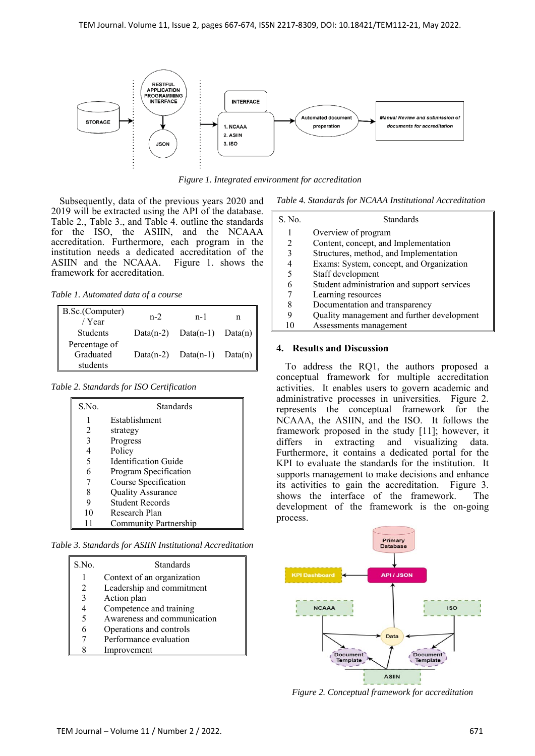*Figure 1. Integrated environment for accreditation*

Subsequently, data of the previous years 2020 and 2019 will be extracted using the API of the database. Table 2., Table 3., and Table 4. outline the standards for the ISO, the ASIIN, and the NCAAA accreditation. Furthermore, each program in the institution needs a dedicated accreditation of the ASIIN and the NCAAA. Figure 1. shows the framework for accreditation.

*Table 1. Automated data of a course*

| B.Sc.(Computer) / Year | n-2 | n-1 | n |
|---|---|---|---|
| Students | Data(n-2) | Data(n-1) | Data(n) |
| Percentage of Graduated students | Data(n-2) | Data(n-1) | Data(n) |

*Table 2. Standards for ISO Certification*

| S.No. | Standards |
|---|---|
| 1 | Establishment |
| 2 | strategy |
| 3 | Progress |
| 4 | Policy |
| 5 | Identification Guide |
| 6 | Program Specification |
| 7 | Course Specification |
| 8 | Quality Assurance |
| 9 | Student Records |
| 10 | Research Plan |
| 11 | Community Partnership |

*Table 3. Standards for ASIIN Institutional Accreditation*

| S.No. | Standards |
|---|---|
| 1 | Context of an organization |
| 2 | Leadership and commitment |
| 3 | Action plan |
| 4 | Competence and training |
| 5 | Awareness and communication |
| 6 | Operations and controls |
| 7 | Performance evaluation |
| 8 | Improvement |

*Table 4. Standards for NCAAA Institutional Accreditation*

| S. No. | Standards |
|---|---|
| 1 | Overview of program |
| 2 | Content, concept, and Implementation |
| 3 | Structures, method, and Implementation |
| 4 | Exams: System, concept, and Organization |
| 5 | Staff development |
| 6 | Student administration and support services |
| 7 | Learning resources |
| 8 | Documentation and transparency |
| 9 | Quality management and further development |
| 10 | Assessments management |

## 4. Results and Discussion

To address the RQ1, the authors proposed a conceptual framework for multiple accreditation activities. It enables users to govern academic and administrative processes in universities. Figure 2. represents the conceptual framework for the NCAAA, the ASIIN, and the ISO. It follows the framework proposed in the study [11]; however, it differs in extracting and visualizing data. Furthermore, it contains a dedicated portal for the KPI to evaluate the standards for the institution. It supports management to make decisions and enhance its activities to gain the accreditation. Figure 3. shows the interface of the framework. The development of the framework is the on-going process.

*Figure 2. Conceptual framework for accreditation*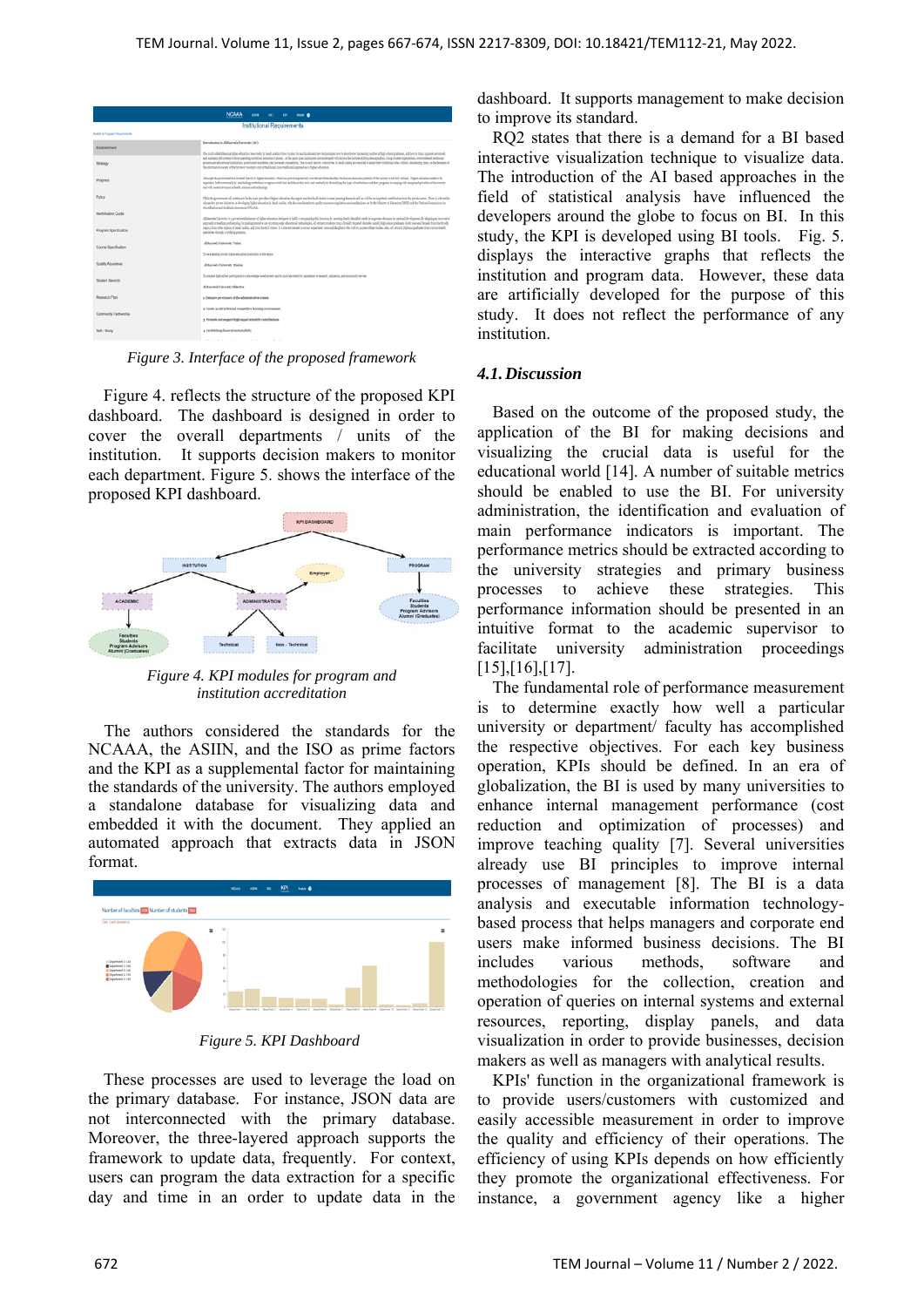Figure 3. Interface of the proposed framework

Figure 4. reflects the structure of the proposed KPI dashboard. The dashboard is designed in order to cover the overall departments / units of the institution. It supports decision makers to monitor each department. Figure 5. shows the interface of the proposed KPI dashboard.

Figure 4. KPI modules for program and institution accreditation

The authors considered the standards for the NCAAA, the ASIIN, and the ISO as prime factors and the KPI as a supplemental factor for maintaining the standards of the university. The authors employed a standalone database for visualizing data and embedded it with the document. They applied an automated approach that extracts data in JSON format.

Figure 5. KPI Dashboard

These processes are used to leverage the load on the primary database. For instance, JSON data are not interconnected with the primary database. Moreover, the three-layered approach supports the framework to update data, frequently. For context, users can program the data extraction for a specific day and time in an order to update data in the dashboard. It supports management to make decision to improve its standard.

RQ2 states that there is a demand for a BI based interactive visualization technique to visualize data. The introduction of the AI based approaches in the field of statistical analysis have influenced the developers around the globe to focus on BI. In this study, the KPI is developed using BI tools. Fig. 5. displays the interactive graphs that reflects the institution and program data. However, these data are artificially developed for the purpose of this study. It does not reflect the performance of any institution.

### 4.1. Discussion

Based on the outcome of the proposed study, the application of the BI for making decisions and visualizing the crucial data is useful for the educational world [14]. A number of suitable metrics should be enabled to use the BI. For university administration, the identification and evaluation of main performance indicators is important. The performance metrics should be extracted according to the university strategies and primary business processes to achieve these strategies. This performance information should be presented in an intuitive format to the academic supervisor to facilitate university administration proceedings [15],[16],[17].

The fundamental role of performance measurement is to determine exactly how well a particular university or department/ faculty has accomplished the respective objectives. For each key business operation, KPIs should be defined. In an era of globalization, the BI is used by many universities to enhance internal management performance (cost reduction and optimization of processes) and improve teaching quality [7]. Several universities already use BI principles to improve internal processes of management [8]. The BI is a data analysis and executable information technology-based process that helps managers and corporate end users make informed business decisions. The BI includes various methods, software and methodologies for the collection, creation and operation of queries on internal systems and external resources, reporting, display panels, and data visualization in order to provide businesses, decision makers as well as managers with analytical results.

KPIs' function in the organizational framework is to provide users/customers with customized and easily accessible measurement in order to improve the quality and efficiency of their operations. The efficiency of using KPIs depends on how efficiently they promote the organizational effectiveness. For instance, a government agency like a higher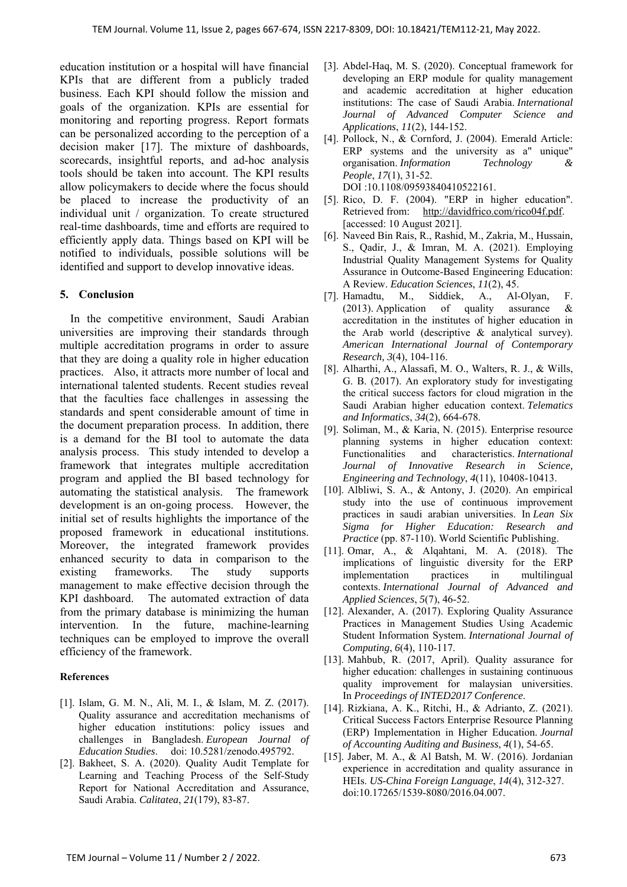education institution or a hospital will have financial KPIs that are different from a publicly traded business. Each KPI should follow the mission and goals of the organization. KPIs are essential for monitoring and reporting progress. Report formats can be personalized according to the perception of a decision maker [17]. The mixture of dashboards, scorecards, insightful reports, and ad-hoc analysis tools should be taken into account. The KPI results allow policymakers to decide where the focus should be placed to increase the productivity of an individual unit / organization. To create structured real-time dashboards, time and efforts are required to efficiently apply data. Things based on KPI will be notified to individuals, possible solutions will be identified and support to develop innovative ideas.

## 5. Conclusion

In the competitive environment, Saudi Arabian universities are improving their standards through multiple accreditation programs in order to assure that they are doing a quality role in higher education practices. Also, it attracts more number of local and international talented students. Recent studies reveal that the faculties face challenges in assessing the standards and spent considerable amount of time in the document preparation process. In addition, there is a demand for the BI tool to automate the data analysis process. This study intended to develop a framework that integrates multiple accreditation program and applied the BI based technology for automating the statistical analysis. The framework development is an on-going process. However, the initial set of results highlights the importance of the proposed framework in educational institutions. Moreover, the integrated framework provides enhanced security to data in comparison to the existing frameworks. The study supports management to make effective decision through the KPI dashboard. The automated extraction of data from the primary database is minimizing the human intervention. In the future, machine-learning techniques can be employed to improve the overall efficiency of the framework.

### References

[1]. Islam, G. M. N., Ali, M. I., & Islam, M. Z. (2017). Quality assurance and accreditation mechanisms of higher education institutions: policy issues and challenges in Bangladesh. *European Journal of Education Studies*. doi: 10.5281/zenodo.495792.

[2]. Bakheet, S. A. (2020). Quality Audit Template for Learning and Teaching Process of the Self-Study Report for National Accreditation and Assurance, Saudi Arabia. *Calitatea*, *21*(179), 83-87.

[3]. Abdel-Haq, M. S. (2020). Conceptual framework for developing an ERP module for quality management and academic accreditation at higher education institutions: The case of Saudi Arabia. *International Journal of Advanced Computer Science and Applications*, *11*(2), 144-152.

[4]. Pollock, N., & Cornford, J. (2004). Emerald Article: ERP systems and the university as a" unique" organisation. *Information Technology & People*, *17*(1), 31-52. DOI :10.1108/09593840410522161.

[5]. Rico, D. F. (2004). "ERP in higher education". Retrieved from: http://davidfrico.com/rico04f.pdf. [accessed: 10 August 2021].

[6]. Naveed Bin Rais, R., Rashid, M., Zakria, M., Hussain, S., Qadir, J., & Imran, M. A. (2021). Employing Industrial Quality Management Systems for Quality Assurance in Outcome-Based Engineering Education: A Review. *Education Sciences*, *11*(2), 45.

[7]. Hamadtu, M., Siddiek, A., Al-Olyan, F. (2013). Application of quality assurance & accreditation in the institutes of higher education in the Arab world (descriptive & analytical survey). *American International Journal of Contemporary Research, 3*(4), 104-116.

[8]. Alharthi, A., Alassafi, M. O., Walters, R. J., & Wills, G. B. (2017). An exploratory study for investigating the critical success factors for cloud migration in the Saudi Arabian higher education context. *Telematics and Informatics*, *34*(2), 664-678.

[9]. Soliman, M., & Karia, N. (2015). Enterprise resource planning systems in higher education context: Functionalities and characteristics. *International Journal of Innovative Research in Science, Engineering and Technology*, *4*(11), 10408-10413.

[10]. Albliwi, S. A., & Antony, J. (2020). An empirical study into the use of continuous improvement practices in saudi arabian universities. In *Lean Six Sigma for Higher Education: Research and Practice* (pp. 87-110). World Scientific Publishing.

[11]. Omar, A., & Alqahtani, M. A. (2018). The implications of linguistic diversity for the ERP implementation practices in multilingual contexts. *International Journal of Advanced and Applied Sciences*, *5*(7), 46-52.

[12]. Alexander, A. (2017). Exploring Quality Assurance Practices in Management Studies Using Academic Student Information System. *International Journal of Computing*, *6*(4), 110-117.

[13]. Mahbub, R. (2017, April). Quality assurance for higher education: challenges in sustaining continuous quality improvement for malaysian universities. In *Proceedings of INTED2017 Conference*.

[14]. Rizkiana, A. K., Ritchi, H., & Adrianto, Z. (2021). Critical Success Factors Enterprise Resource Planning (ERP) Implementation in Higher Education. *Journal of Accounting Auditing and Business*, *4*(1), 54-65.

[15]. Jaber, M. A., & Al Batsh, M. W. (2016). Jordanian experience in accreditation and quality assurance in HEIs. *US-China Foreign Language*, *14*(4), 312-327. doi:10.17265/1539-8080/2016.04.007.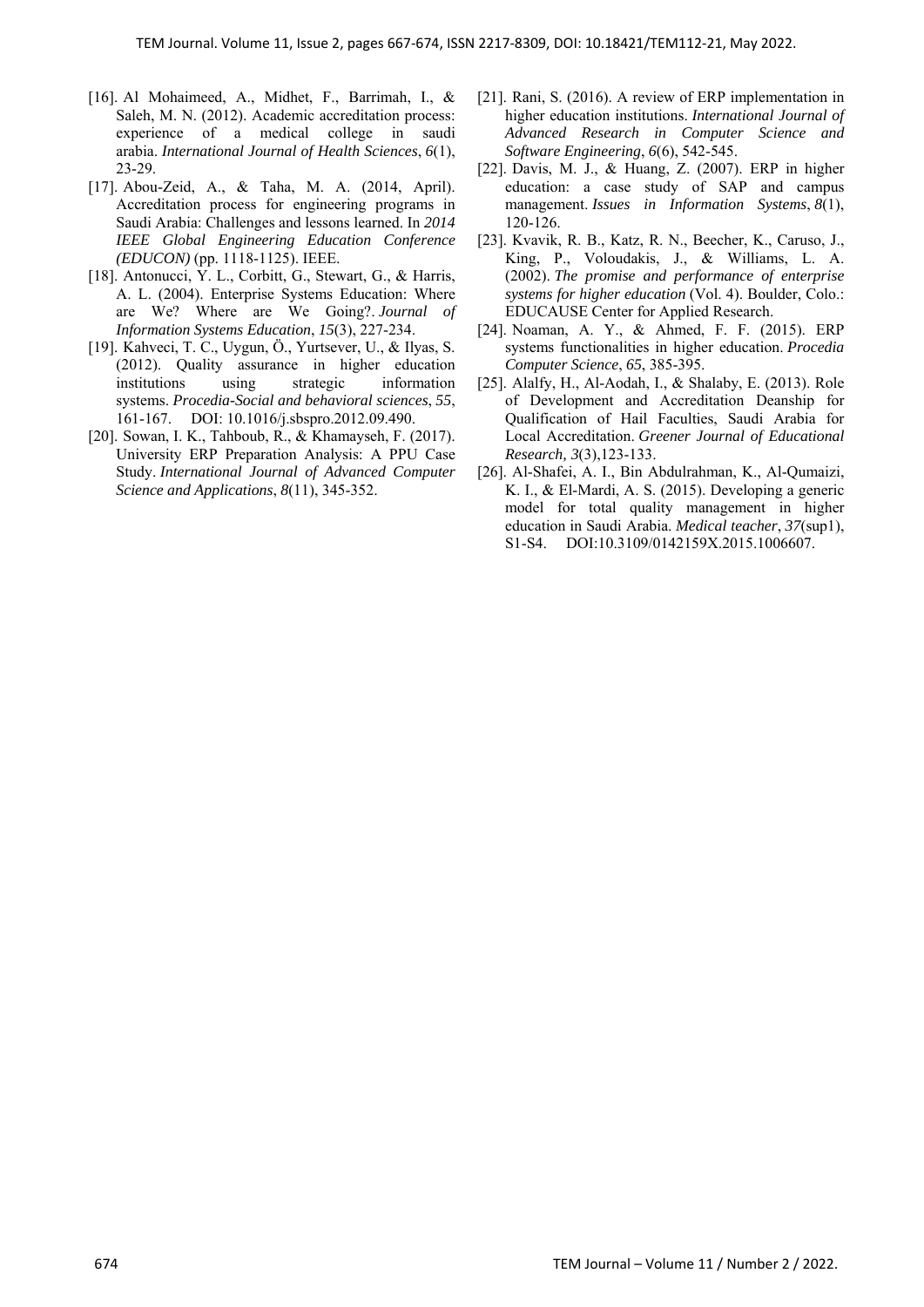[16]. Al Mohaimeed, A., Midhet, F., Barrimah, I., & Saleh, M. N. (2012). Academic accreditation process: experience of a medical college in saudi arabia. *International Journal of Health Sciences*, *6*(1), 23-29.

[17]. Abou-Zeid, A., & Taha, M. A. (2014, April). Accreditation process for engineering programs in Saudi Arabia: Challenges and lessons learned. In *2014 IEEE Global Engineering Education Conference (EDUCON)* (pp. 1118-1125). IEEE.

[18]. Antonucci, Y. L., Corbitt, G., Stewart, G., & Harris, A. L. (2004). Enterprise Systems Education: Where are We? Where are We Going?. *Journal of Information Systems Education*, *15*(3), 227-234.

[19]. Kahveci, T. C., Uygun, Ö., Yurtsever, U., & Ilyas, S. (2012). Quality assurance in higher education institutions using strategic information systems. *Procedia-Social and behavioral sciences*, *55*, 161-167. DOI: 10.1016/j.sbspro.2012.09.490.

[20]. Sowan, I. K., Tahboub, R., & Khamayseh, F. (2017). University ERP Preparation Analysis: A PPU Case Study. *International Journal of Advanced Computer Science and Applications*, *8*(11), 345-352.

[21]. Rani, S. (2016). A review of ERP implementation in higher education institutions. *International Journal of Advanced Research in Computer Science and Software Engineering*, *6*(6), 542-545.

[22]. Davis, M. J., & Huang, Z. (2007). ERP in higher education: a case study of SAP and campus management. *Issues in Information Systems*, *8*(1), 120-126.

[23]. Kvavik, R. B., Katz, R. N., Beecher, K., Caruso, J., King, P., Voloudakis, J., & Williams, L. A. (2002). *The promise and performance of enterprise systems for higher education* (Vol. 4). Boulder, Colo.: EDUCAUSE Center for Applied Research.

[24]. Noaman, A. Y., & Ahmed, F. F. (2015). ERP systems functionalities in higher education. *Procedia Computer Science*, *65*, 385-395.

[25]. Alalfy, H., Al-Aodah, I., & Shalaby, E. (2013). Role of Development and Accreditation Deanship for Qualification of Hail Faculties, Saudi Arabia for Local Accreditation. *Greener Journal of Educational Research, 3*(3),123-133.

[26]. Al-Shafei, A. I., Bin Abdulrahman, K., Al-Qumaizi, K. I., & El-Mardi, A. S. (2015). Developing a generic model for total quality management in higher education in Saudi Arabia. *Medical teacher*, *37*(sup1), S1-S4. DOI:10.3109/0142159X.2015.1006607.